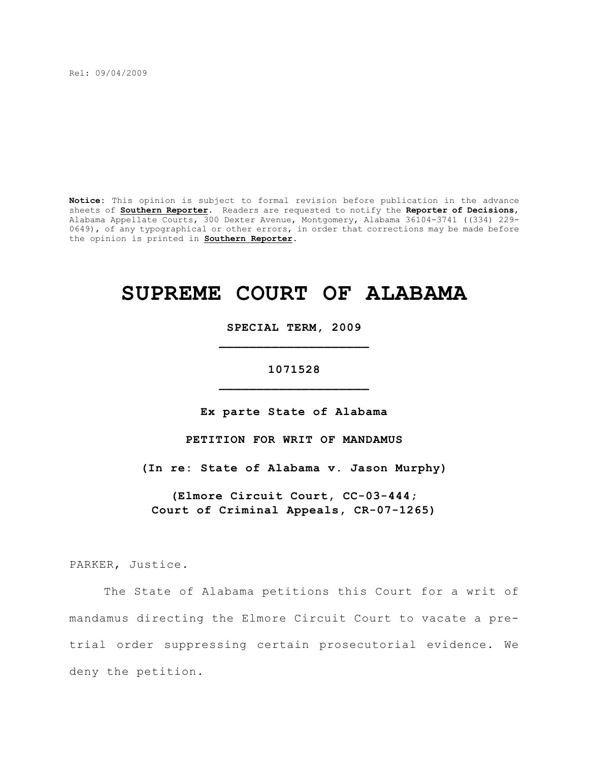Rel: 09/04/2009

**Notice:** This opinion is subject to formal revision before publication in the advance sheets of **Southern Reporter**. Readers are requested to notify the **Reporter of Decisions**, Alabama Appellate Courts, 300 Dexter Avenue, Montgomery, Alabama 36104-3741 ((334) 229-0649), of any typographical or other errors, in order that corrections may be made before the opinion is printed in **Southern Reporter**.

# SUPREME COURT OF ALABAMA

**SPECIAL TERM, 2009**

---

**1071528**

---

**Ex parte State of Alabama**

**PETITION FOR WRIT OF MANDAMUS**

**(In re: State of Alabama v. Jason Murphy)**

**(Elmore Circuit Court, CC-03-444;**
**Court of Criminal Appeals, CR-07-1265)**

PARKER, Justice.

The State of Alabama petitions this Court for a writ of mandamus directing the Elmore Circuit Court to vacate a pre-trial order suppressing certain prosecutorial evidence. We deny the petition.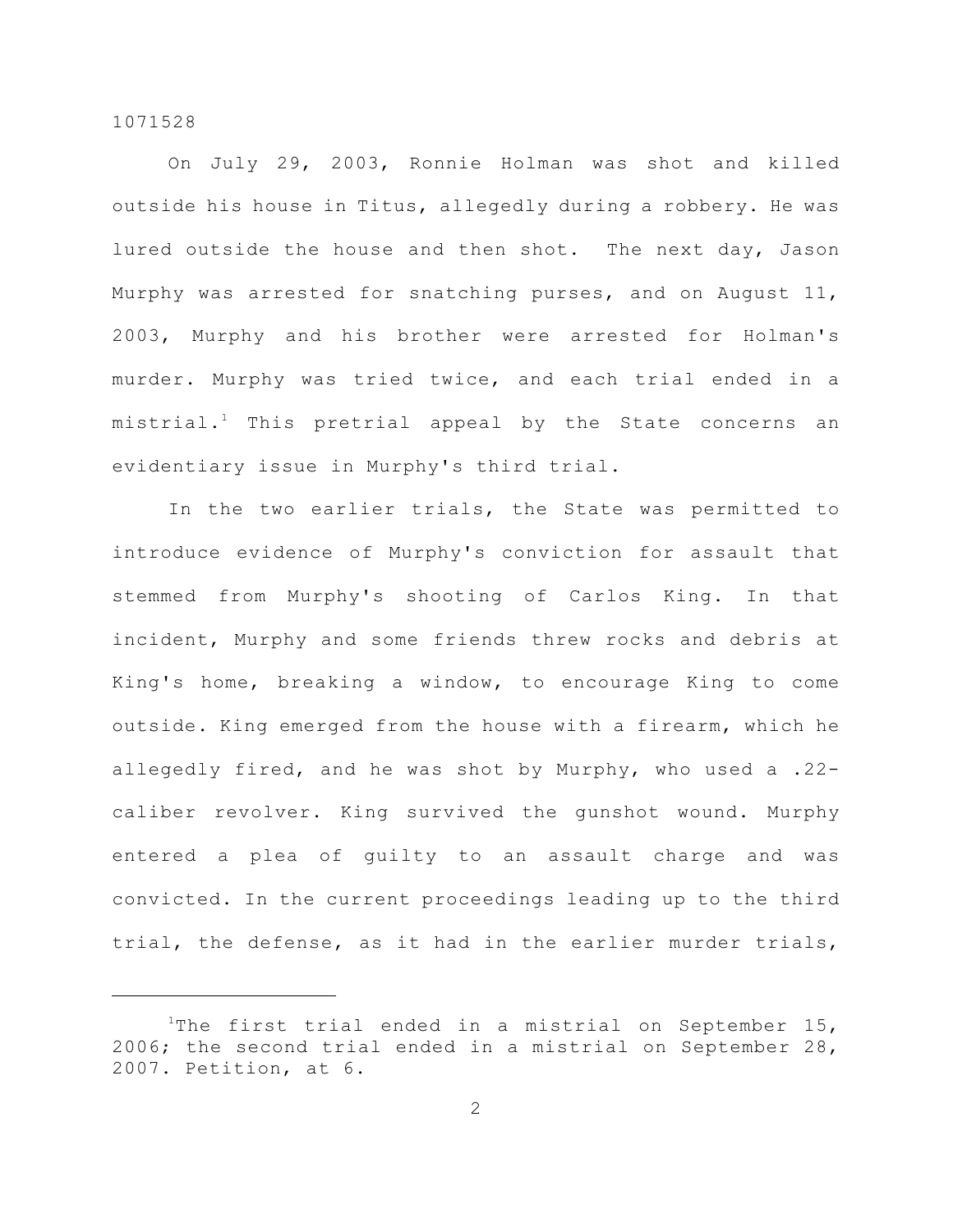On July 29, 2003, Ronnie Holman was shot and killed outside his house in Titus, allegedly during a robbery. He was lured outside the house and then shot. The next day, Jason Murphy was arrested for snatching purses, and on August 11, 2003, Murphy and his brother were arrested for Holman's murder. Murphy was tried twice, and each trial ended in a mistrial.[1] This pretrial appeal by the State concerns an evidentiary issue in Murphy's third trial.

In the two earlier trials, the State was permitted to introduce evidence of Murphy's conviction for assault that stemmed from Murphy's shooting of Carlos King. In that incident, Murphy and some friends threw rocks and debris at King's home, breaking a window, to encourage King to come outside. King emerged from the house with a firearm, which he allegedly fired, and he was shot by Murphy, who used a .22-caliber revolver. King survived the gunshot wound. Murphy entered a plea of guilty to an assault charge and was convicted. In the current proceedings leading up to the third trial, the defense, as it had in the earlier murder trials,

---

[1]The first trial ended in a mistrial on September 15, 2006; the second trial ended in a mistrial on September 28, 2007. Petition, at 6.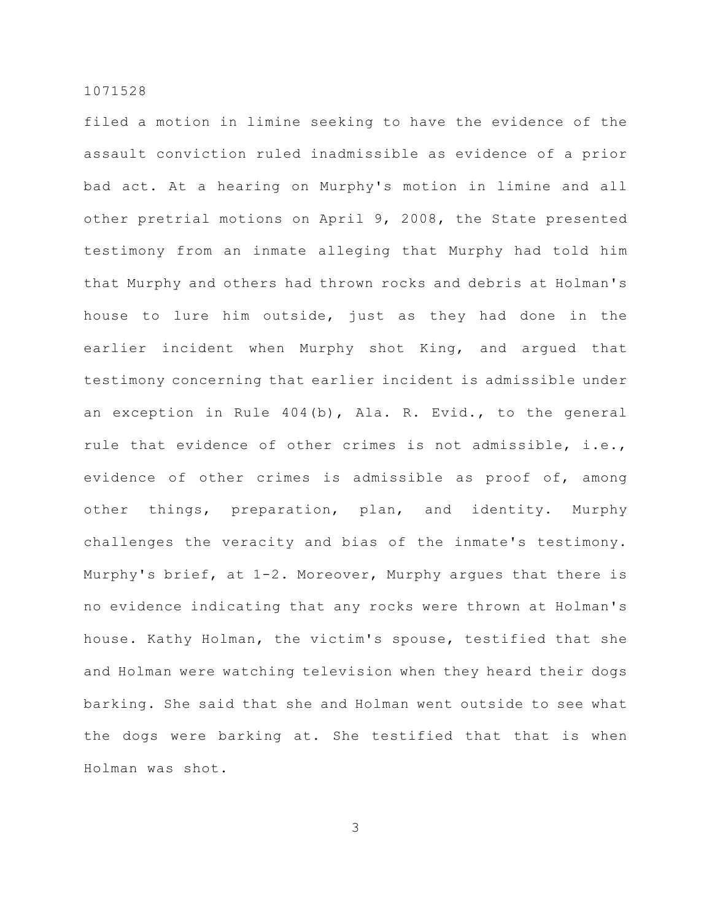filed a motion in limine seeking to have the evidence of the assault conviction ruled inadmissible as evidence of a prior bad act. At a hearing on Murphy's motion in limine and all other pretrial motions on April 9, 2008, the State presented testimony from an inmate alleging that Murphy had told him that Murphy and others had thrown rocks and debris at Holman's house to lure him outside, just as they had done in the earlier incident when Murphy shot King, and argued that testimony concerning that earlier incident is admissible under an exception in Rule 404(b), Ala. R. Evid., to the general rule that evidence of other crimes is not admissible, i.e., evidence of other crimes is admissible as proof of, among other things, preparation, plan, and identity. Murphy challenges the veracity and bias of the inmate's testimony. Murphy's brief, at 1-2. Moreover, Murphy argues that there is no evidence indicating that any rocks were thrown at Holman's house. Kathy Holman, the victim's spouse, testified that she and Holman were watching television when they heard their dogs barking. She said that she and Holman went outside to see what the dogs were barking at. She testified that that is when Holman was shot.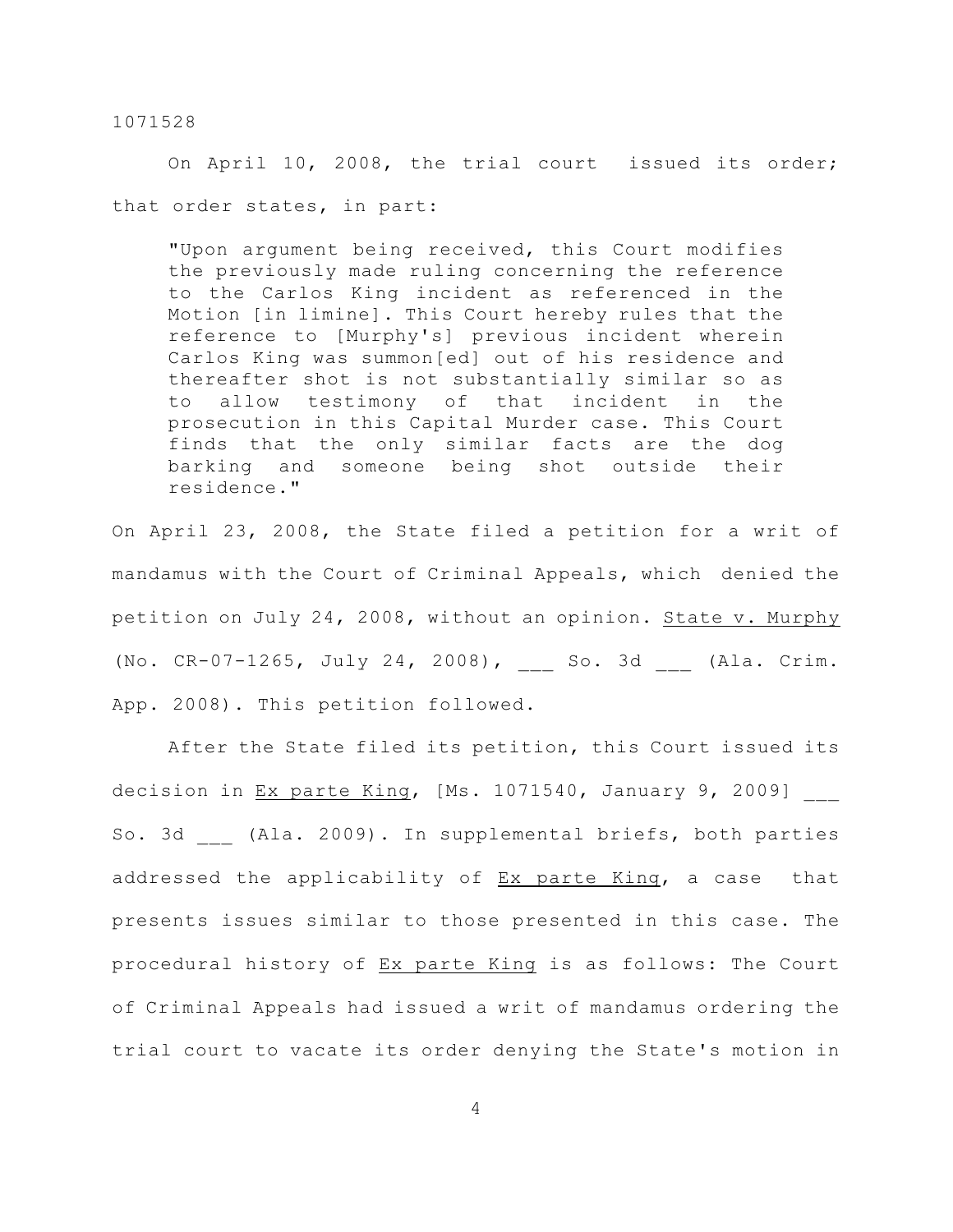On April 10, 2008, the trial court issued its order; that order states, in part:

> "Upon argument being received, this Court modifies the previously made ruling concerning the reference to the Carlos King incident as referenced in the Motion [in limine]. This Court hereby rules that the reference to [Murphy's] previous incident wherein Carlos King was summon[ed] out of his residence and thereafter shot is not substantially similar so as to allow testimony of that incident in the prosecution in this Capital Murder case. This Court finds that the only similar facts are the dog barking and someone being shot outside their residence."

On April 23, 2008, the State filed a petition for a writ of mandamus with the Court of Criminal Appeals, which denied the petition on July 24, 2008, without an opinion. State v. Murphy (No. CR-07-1265, July 24, 2008), ___ So. 3d ___ (Ala. Crim. App. 2008). This petition followed.

After the State filed its petition, this Court issued its decision in Ex parte King, [Ms. 1071540, January 9, 2009] ___ So. 3d ___ (Ala. 2009). In supplemental briefs, both parties addressed the applicability of Ex parte King, a case that presents issues similar to those presented in this case. The procedural history of Ex parte King is as follows: The Court of Criminal Appeals had issued a writ of mandamus ordering the trial court to vacate its order denying the State's motion in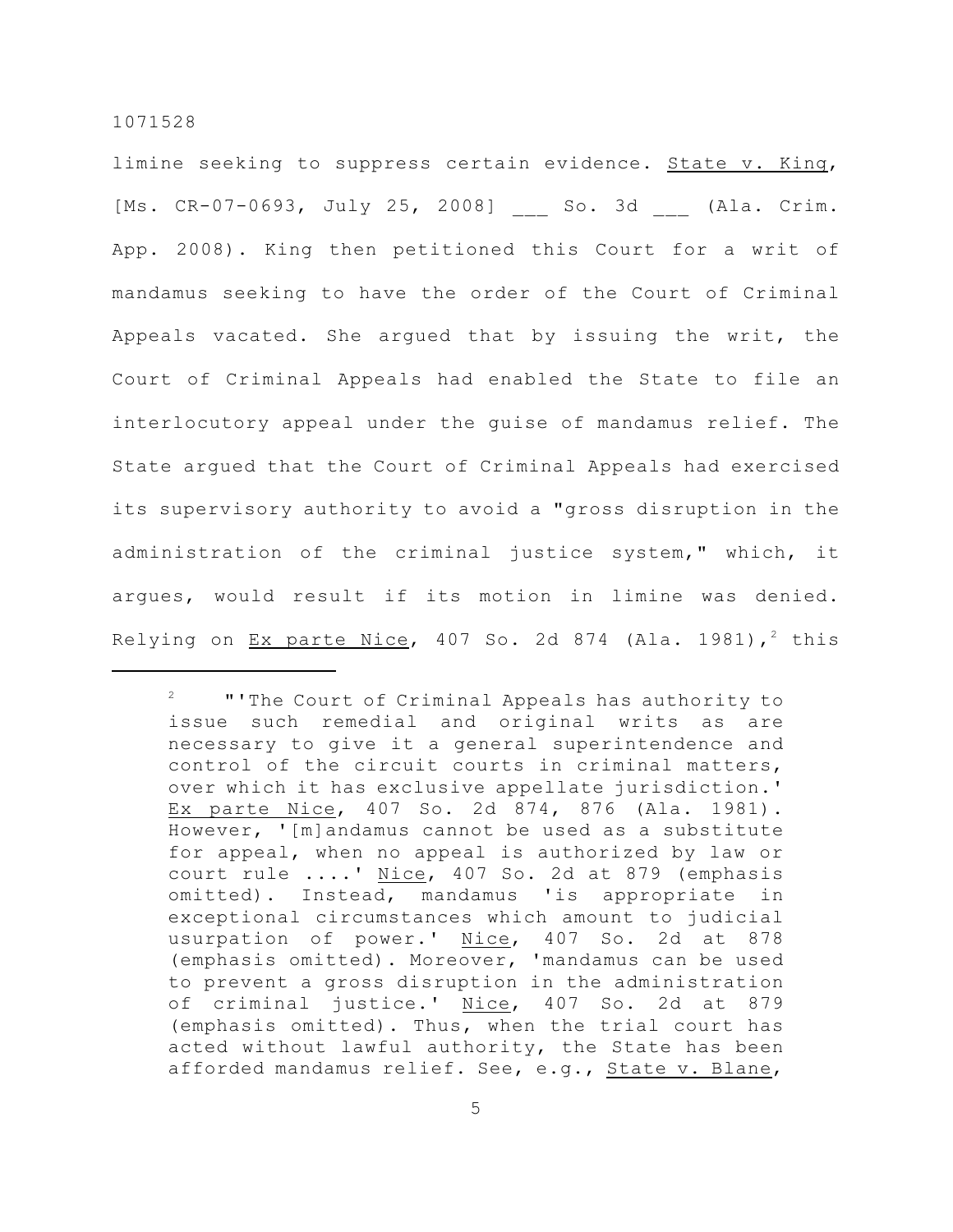limine seeking to suppress certain evidence. State v. King, [Ms. CR-07-0693, July 25, 2008] ___ So. 3d ___ (Ala. Crim. App. 2008). King then petitioned this Court for a writ of mandamus seeking to have the order of the Court of Criminal Appeals vacated. She argued that by issuing the writ, the Court of Criminal Appeals had enabled the State to file an interlocutory appeal under the guise of mandamus relief. The State argued that the Court of Criminal Appeals had exercised its supervisory authority to avoid a "gross disruption in the administration of the criminal justice system," which, it argues, would result if its motion in limine was denied. Relying on Ex parte Nice, 407 So. 2d 874 (Ala. 1981),[2] this

---

[2] "'The Court of Criminal Appeals has authority to issue such remedial and original writs as are necessary to give it a general superintendence and control of the circuit courts in criminal matters, over which it has exclusive appellate jurisdiction.' Ex parte Nice, 407 So. 2d 874, 876 (Ala. 1981). However, '[m]andamus cannot be used as a substitute for appeal, when no appeal is authorized by law or court rule ....' Nice, 407 So. 2d at 879 (emphasis omitted). Instead, mandamus 'is appropriate in exceptional circumstances which amount to judicial usurpation of power.' Nice, 407 So. 2d at 878 (emphasis omitted). Moreover, 'mandamus can be used to prevent a gross disruption in the administration of criminal justice.' Nice, 407 So. 2d at 879 (emphasis omitted). Thus, when the trial court has acted without lawful authority, the State has been afforded mandamus relief. See, e.g., State v. Blane,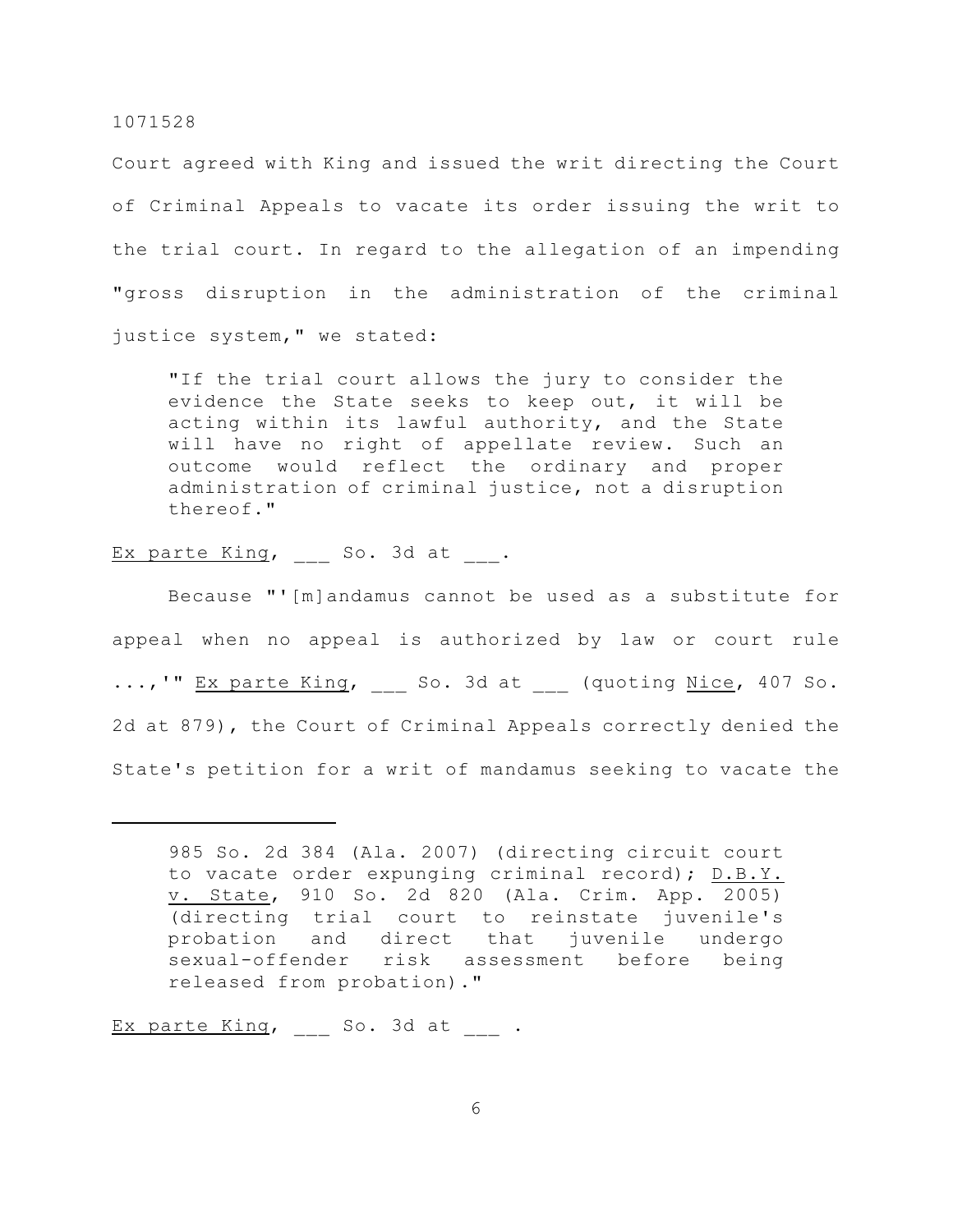Court agreed with King and issued the writ directing the Court of Criminal Appeals to vacate its order issuing the writ to the trial court. In regard to the allegation of an impending "gross disruption in the administration of the criminal justice system," we stated:

> "If the trial court allows the jury to consider the evidence the State seeks to keep out, it will be acting within its lawful authority, and the State will have no right of appellate review. Such an outcome would reflect the ordinary and proper administration of criminal justice, not a disruption thereof."

Ex parte King, ___ So. 3d at ___.

Because "'[m]andamus cannot be used as a substitute for appeal when no appeal is authorized by law or court rule ...,'" Ex parte King, ___ So. 3d at ___ (quoting Nice, 407 So. 2d at 879), the Court of Criminal Appeals correctly denied the State's petition for a writ of mandamus seeking to vacate the

---

> 985 So. 2d 384 (Ala. 2007) (directing circuit court to vacate order expunging criminal record); D.B.Y. v. State, 910 So. 2d 820 (Ala. Crim. App. 2005) (directing trial court to reinstate juvenile's probation and direct that juvenile undergo sexual-offender risk assessment before being released from probation)."

Ex parte King, ___ So. 3d at ___ .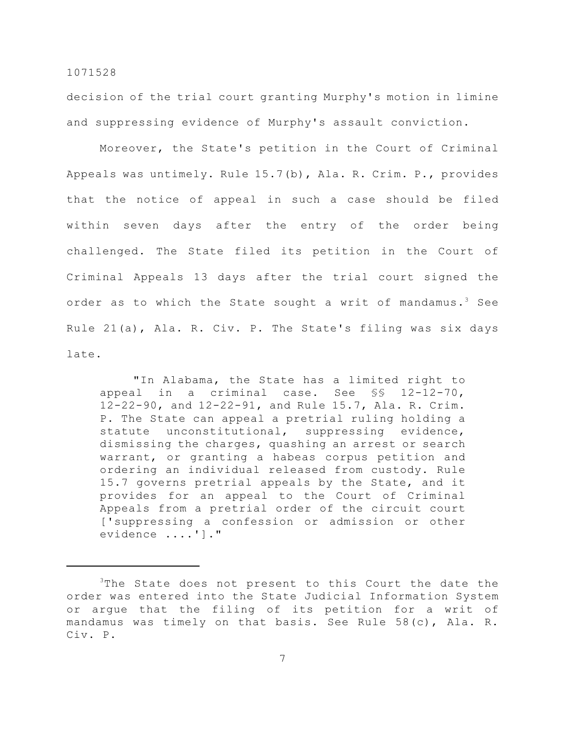decision of the trial court granting Murphy's motion in limine and suppressing evidence of Murphy's assault conviction.

Moreover, the State's petition in the Court of Criminal Appeals was untimely. Rule 15.7(b), Ala. R. Crim. P., provides that the notice of appeal in such a case should be filed within seven days after the entry of the order being challenged. The State filed its petition in the Court of Criminal Appeals 13 days after the trial court signed the order as to which the State sought a writ of mandamus.[3] See Rule 21(a), Ala. R. Civ. P. The State's filing was six days late.

> "In Alabama, the State has a limited right to appeal in a criminal case. See §§ 12-12-70, 12-22-90, and 12-22-91, and Rule 15.7, Ala. R. Crim. P. The State can appeal a pretrial ruling holding a statute unconstitutional, suppressing evidence, dismissing the charges, quashing an arrest or search warrant, or granting a habeas corpus petition and ordering an individual released from custody. Rule 15.7 governs pretrial appeals by the State, and it provides for an appeal to the Court of Criminal Appeals from a pretrial order of the circuit court ['suppressing a confession or admission or other evidence ....']."

---

[3] The State does not present to this Court the date the order was entered into the State Judicial Information System or argue that the filing of its petition for a writ of mandamus was timely on that basis. See Rule 58(c), Ala. R. Civ. P.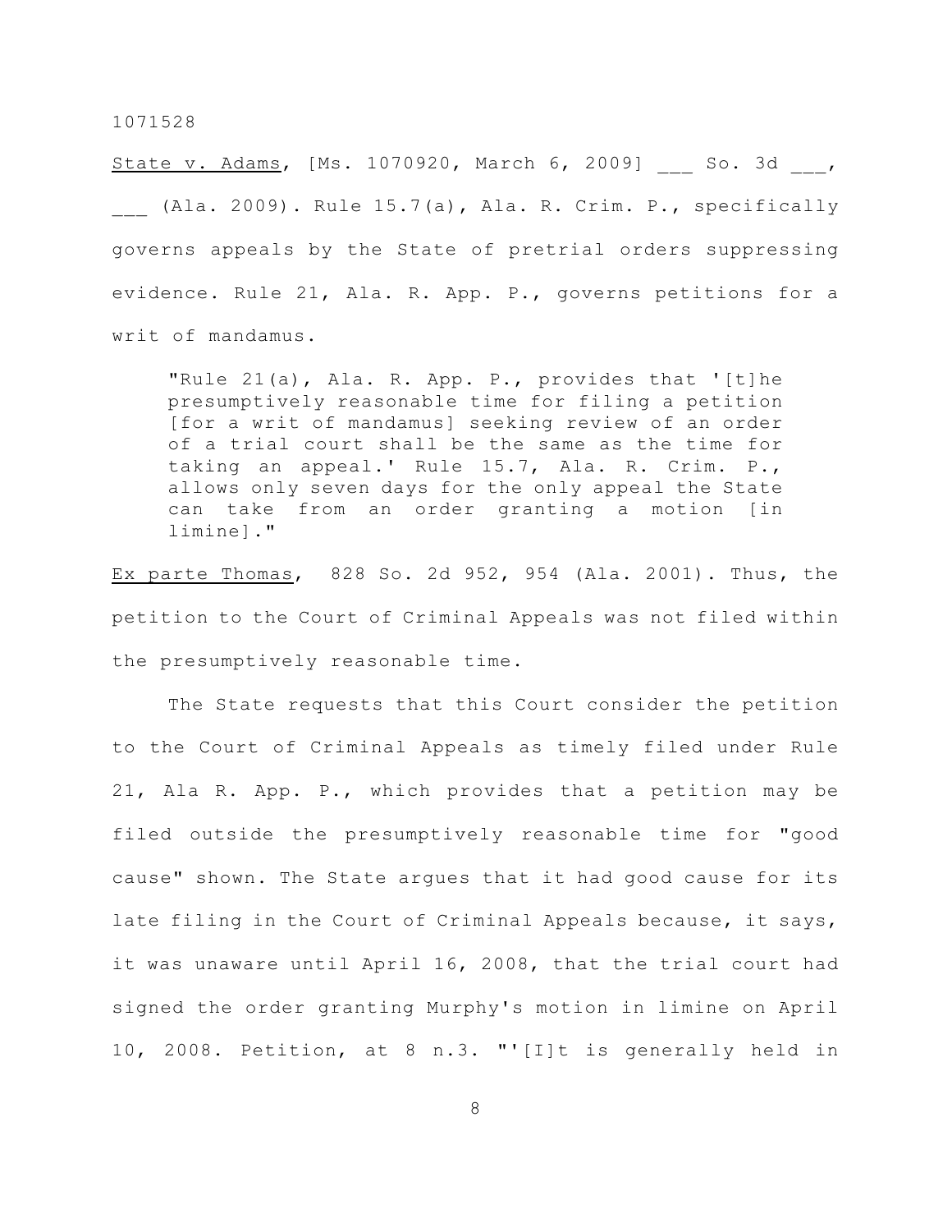State v. Adams, [Ms. 1070920, March 6, 2009] ___ So. 3d ___, ___ (Ala. 2009). Rule 15.7(a), Ala. R. Crim. P., specifically governs appeals by the State of pretrial orders suppressing evidence. Rule 21, Ala. R. App. P., governs petitions for a writ of mandamus.

> "Rule 21(a), Ala. R. App. P., provides that '[t]he presumptively reasonable time for filing a petition [for a writ of mandamus] seeking review of an order of a trial court shall be the same as the time for taking an appeal.' Rule 15.7, Ala. R. Crim. P., allows only seven days for the only appeal the State can take from an order granting a motion [in limine]."

Ex parte Thomas, 828 So. 2d 952, 954 (Ala. 2001). Thus, the petition to the Court of Criminal Appeals was not filed within the presumptively reasonable time.

The State requests that this Court consider the petition to the Court of Criminal Appeals as timely filed under Rule 21, Ala R. App. P., which provides that a petition may be filed outside the presumptively reasonable time for "good cause" shown. The State argues that it had good cause for its late filing in the Court of Criminal Appeals because, it says, it was unaware until April 16, 2008, that the trial court had signed the order granting Murphy's motion in limine on April 10, 2008. Petition, at 8 n.3. "'[I]t is generally held in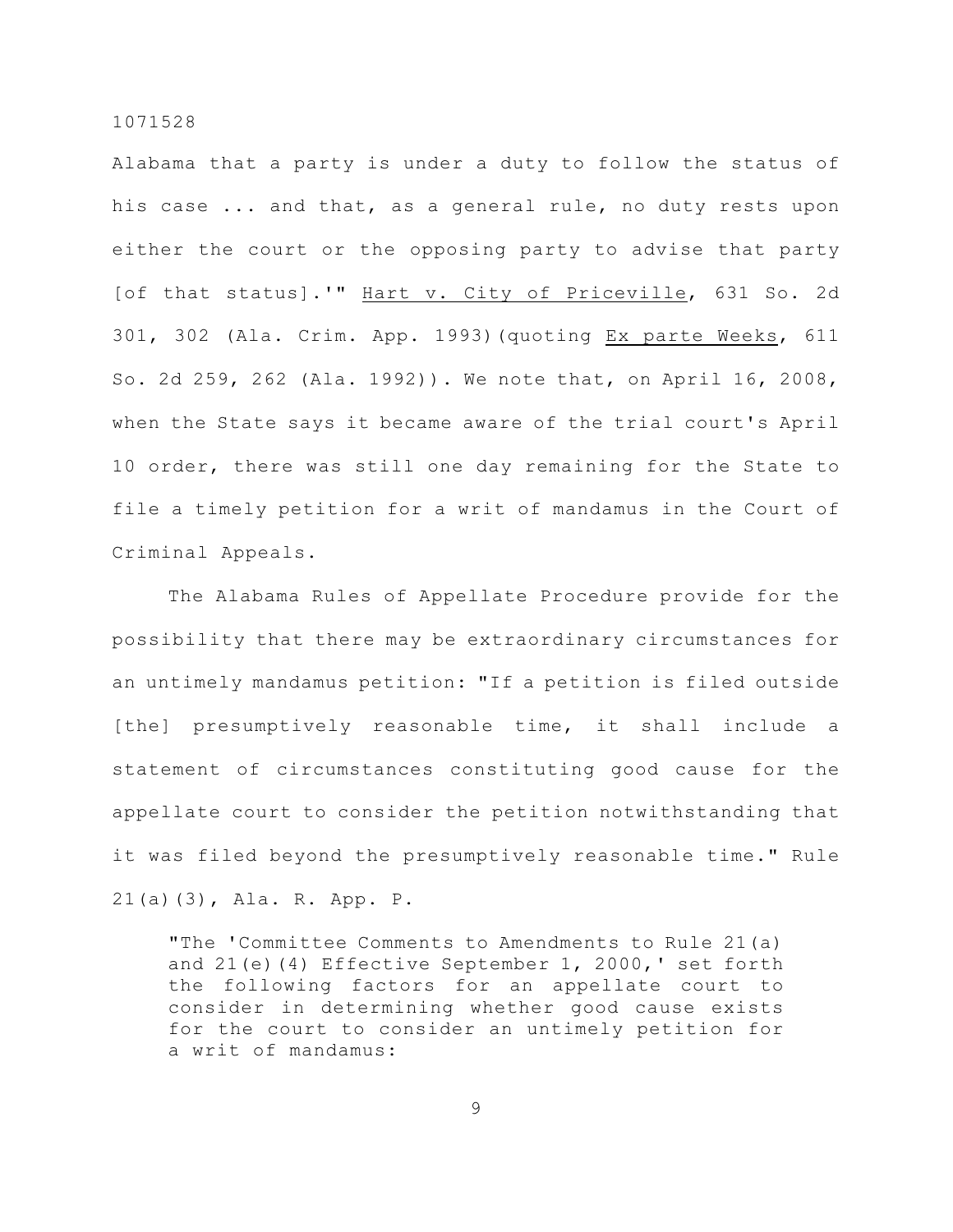Alabama that a party is under a duty to follow the status of his case ... and that, as a general rule, no duty rests upon either the court or the opposing party to advise that party [of that status].'" Hart v. City of Priceville, 631 So. 2d 301, 302 (Ala. Crim. App. 1993)(quoting Ex parte Weeks, 611 So. 2d 259, 262 (Ala. 1992)). We note that, on April 16, 2008, when the State says it became aware of the trial court's April 10 order, there was still one day remaining for the State to file a timely petition for a writ of mandamus in the Court of Criminal Appeals.

The Alabama Rules of Appellate Procedure provide for the possibility that there may be extraordinary circumstances for an untimely mandamus petition: "If a petition is filed outside [the] presumptively reasonable time, it shall include a statement of circumstances constituting good cause for the appellate court to consider the petition notwithstanding that it was filed beyond the presumptively reasonable time." Rule 21(a)(3), Ala. R. App. P.

> "The 'Committee Comments to Amendments to Rule 21(a) and 21(e)(4) Effective September 1, 2000,' set forth the following factors for an appellate court to consider in determining whether good cause exists for the court to consider an untimely petition for a writ of mandamus: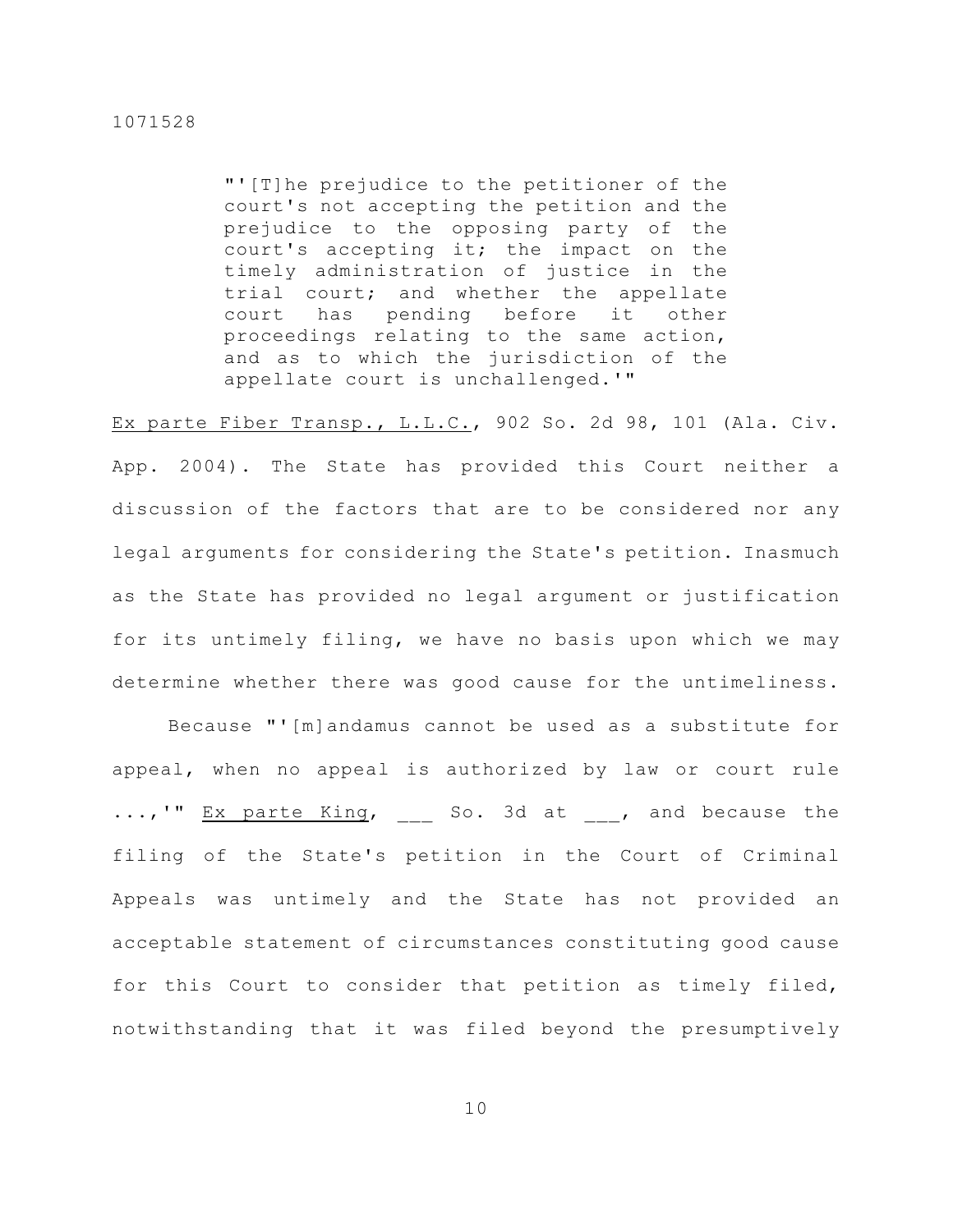> "'[T]he prejudice to the petitioner of the court's not accepting the petition and the prejudice to the opposing party of the court's accepting it; the impact on the timely administration of justice in the trial court; and whether the appellate court has pending before it other proceedings relating to the same action, and as to which the jurisdiction of the appellate court is unchallenged.'"

Ex parte Fiber Transp., L.L.C., 902 So. 2d 98, 101 (Ala. Civ. App. 2004). The State has provided this Court neither a discussion of the factors that are to be considered nor any legal arguments for considering the State's petition. Inasmuch as the State has provided no legal argument or justification for its untimely filing, we have no basis upon which we may determine whether there was good cause for the untimeliness.

Because "'[m]andamus cannot be used as a substitute for appeal, when no appeal is authorized by law or court rule ...,'" Ex parte King, ___ So. 3d at ___, and because the filing of the State's petition in the Court of Criminal Appeals was untimely and the State has not provided an acceptable statement of circumstances constituting good cause for this Court to consider that petition as timely filed, notwithstanding that it was filed beyond the presumptively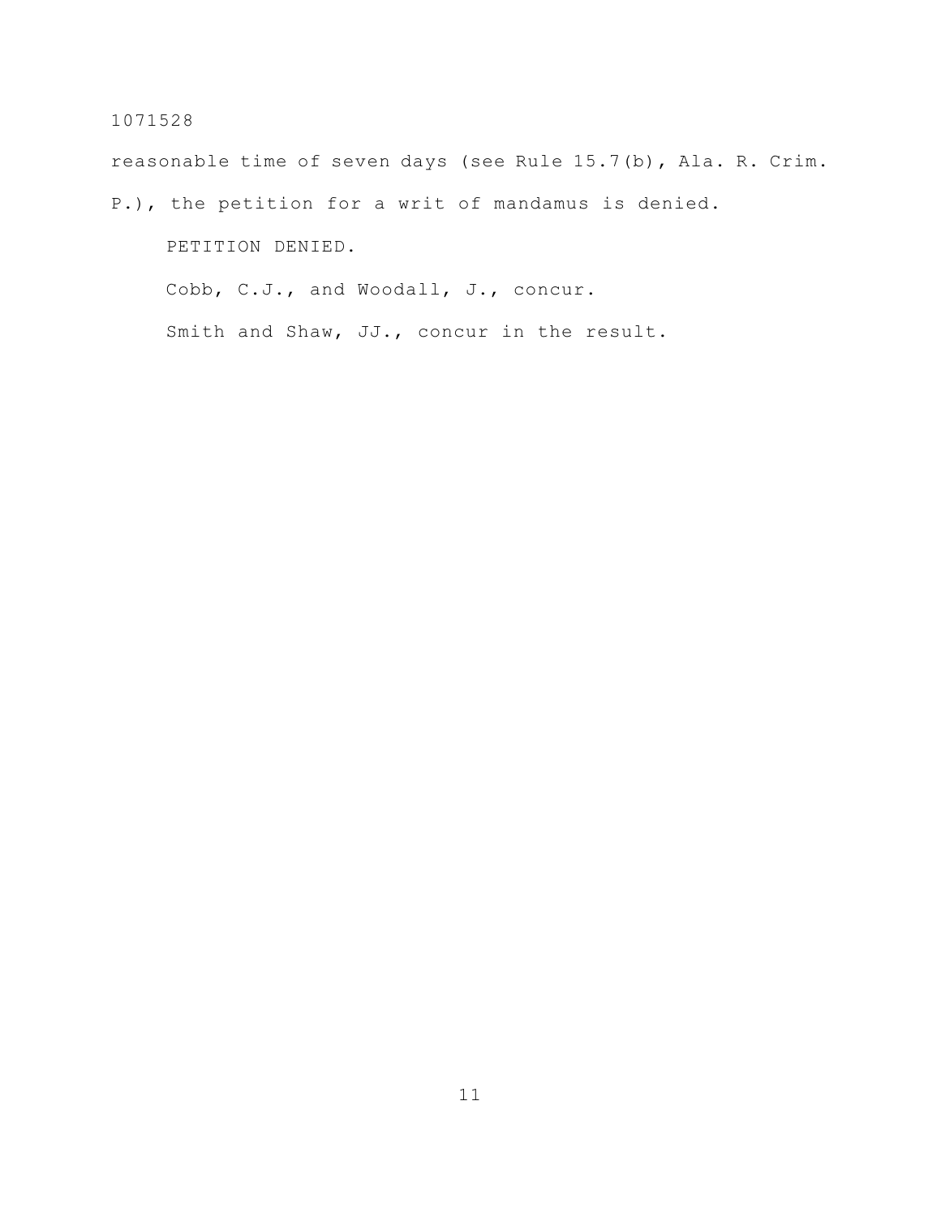reasonable time of seven days (see Rule 15.7(b), Ala. R. Crim. P.), the petition for a writ of mandamus is denied.

PETITION DENIED.

Cobb, C.J., and Woodall, J., concur.

Smith and Shaw, JJ., concur in the result.